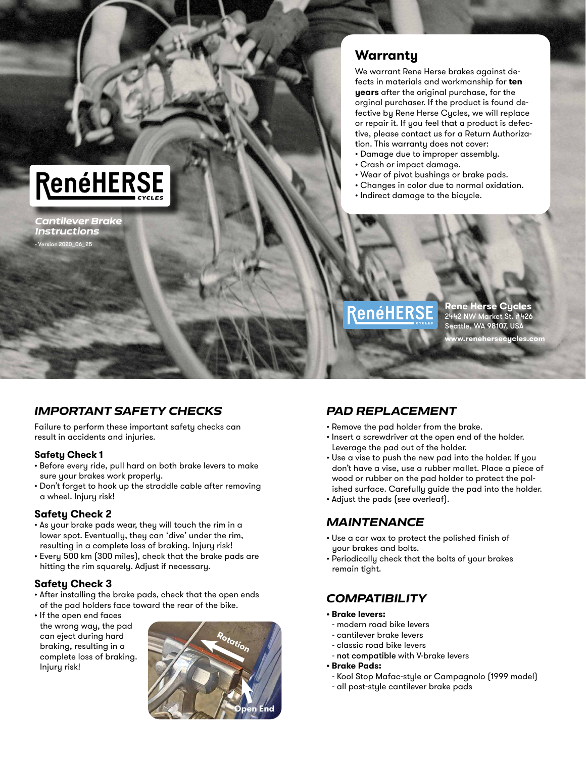# RenéHERSE CYCLES

*Cantilever Brake Instructions*

- Version 2020_06_25

## Warranty

We warrant Rene Herse brakes against defects in materials and workmanship for **ten years** after the original purchase, for the orginal purchaser. If the product is found defective by Rene Herse Cycles, we will replace or repair it. If you feel that a product is defective, please contact us for a Return Authorization. This warranty does not cover:

- Damage due to improper assembly.
- Crash or impact damage.
- Wear of pivot bushings or brake pads.
- Changes in color due to normal oxidation.
- Indirect damage to the bicycle.

**Rene Herse Cycles**
2442 NW Market St. #426
Seattle, WA 98107, USA
**www.renehersecycles.com**

## *IMPORTANT SAFETY CHECKS*

Failure to perform these important safety checks can result in accidents and injuries.

### Safety Check 1

- Before every ride, pull hard on both brake levers to make sure your brakes work properly.
- Don't forget to hook up the straddle cable after removing a wheel. Injury risk!

### Safety Check 2

- As your brake pads wear, they will touch the rim in a lower spot. Eventually, they can 'dive' under the rim, resulting in a complete loss of braking. Injury risk!
- Every 500 km (300 miles), check that the brake pads are hitting the rim squarely. Adjust if necessary.

### Safety Check 3

- After installing the brake pads, check that the open ends of the pad holders face toward the rear of the bike.
- If the open end faces the wrong way, the pad can eject during hard braking, resulting in a complete loss of braking. Injury risk!

Rotation

Open End

## *PAD REPLACEMENT*

- Remove the pad holder from the brake.
- Insert a screwdriver at the open end of the holder. Leverage the pad out of the holder.
- Use a vise to push the new pad into the holder. If you don't have a vise, use a rubber mallet. Place a piece of wood or rubber on the pad holder to protect the polished surface. Carefully guide the pad into the holder.
- Adjust the pads (see overleaf).

## *MAINTENANCE*

- Use a car wax to protect the polished finish of your brakes and bolts.
- Periodically check that the bolts of your brakes remain tight.

## *COMPATIBILITY*

- **Brake levers:**
  - modern road bike levers
  - cantilever brake levers
  - classic road bike levers
  - **not compatible** with V-brake levers
- **Brake Pads:**
  - Kool Stop Mafac-style or Campagnolo (1999 model)
  - all post-style cantilever brake pads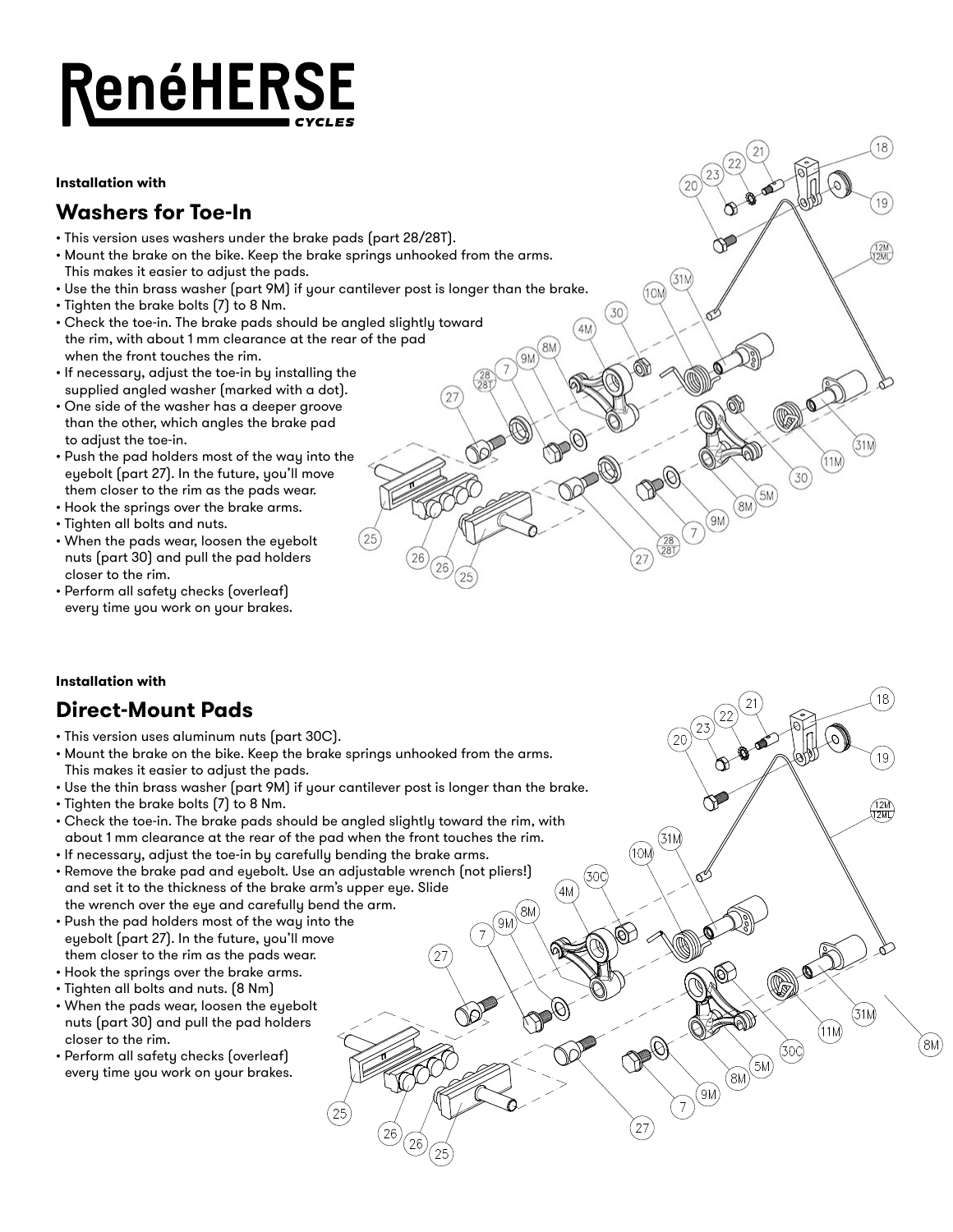# RenéHERSE CYCLES

**Installation with**

## Washers for Toe-In

- This version uses washers under the brake pads (part 28/28T).
- Mount the brake on the bike. Keep the brake springs unhooked from the arms. This makes it easier to adjust the pads.
- Use the thin brass washer (part 9M) if your cantilever post is longer than the brake.
- Tighten the brake bolts (7) to 8 Nm.
- Check the toe-in. The brake pads should be angled slightly toward the rim, with about 1 mm clearance at the rear of the pad when the front touches the rim.
- If necessary, adjust the toe-in by installing the supplied angled washer (marked with a dot).
- One side of the washer has a deeper groove than the other, which angles the brake pad to adjust the toe-in.
- Push the pad holders most of the way into the eyebolt (part 27). In the future, you'll move them closer to the rim as the pads wear.
- Hook the springs over the brake arms.
- Tighten all bolts and nuts.
- When the pads wear, loosen the eyebolt nuts (part 30) and pull the pad holders closer to the rim.
- Perform all safety checks (overleaf) every time you work on your brakes.

18
19
20
21
22
23
12M
12ML
31M
10M
30
4M
8M
9M
7
28
28T
27
30
11M
31M
5M
8M
9M
7
28
28T
27
25
26
26
25

**Installation with**

## Direct-Mount Pads

- This version uses aluminum nuts (part 30C).
- Mount the brake on the bike. Keep the brake springs unhooked from the arms. This makes it easier to adjust the pads.
- Use the thin brass washer (part 9M) if your cantilever post is longer than the brake.
- Tighten the brake bolts (7) to 8 Nm.
- Check the toe-in. The brake pads should be angled slightly toward the rim, with about 1 mm clearance at the rear of the pad when the front touches the rim.
- If necessary, adjust the toe-in by carefully bending the brake arms.
- Remove the brake pad and eyebolt. Use an adjustable wrench (not pliers!) and set it to the thickness of the brake arm's upper eye. Slide the wrench over the eye and carefully bend the arm.
- Push the pad holders most of the way into the eyebolt (part 27). In the future, you'll move them closer to the rim as the pads wear.
- Hook the springs over the brake arms.
- Tighten all bolts and nuts. (8 Nm)
- When the pads wear, loosen the eyebolt nuts (part 30) and pull the pad holders closer to the rim.
- Perform all safety checks (overleaf) every time you work on your brakes.

18
19
20
21
22
23
12M
12ML
31M
10M
30C
4M
8M
9M
7
27
30C
11M
31M
8M
5M
8M
9M
7
27
25
26
26
25